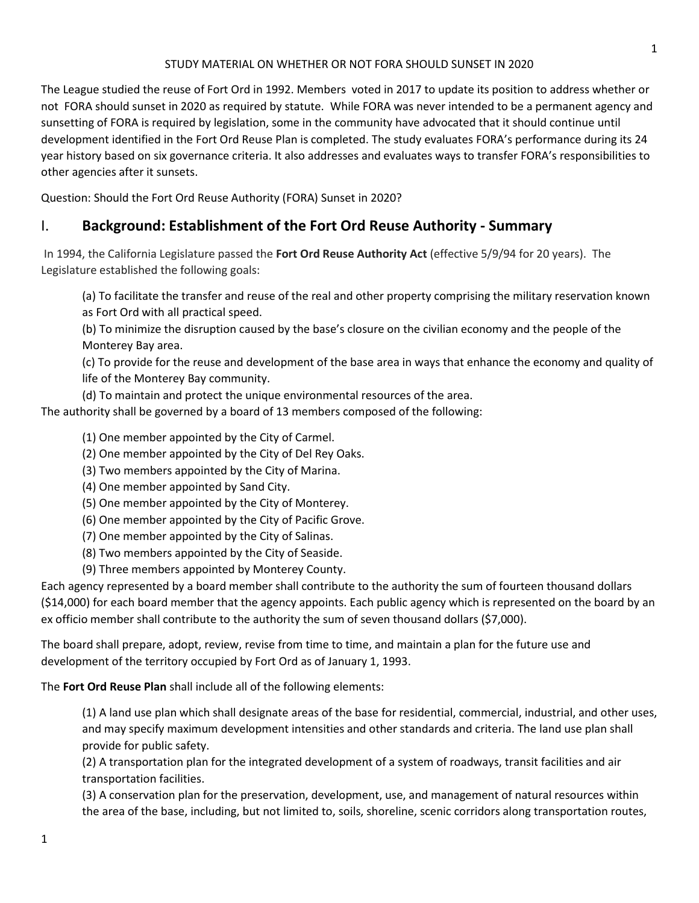STUDY MATERIAL ON WHETHER OR NOT FORA SHOULD SUNSET IN 2020

The League studied the reuse of Fort Ord in 1992. Members voted in 2017 to update its position to address whether or not FORA should sunset in 2020 as required by statute. While FORA was never intended to be a permanent agency and sunsetting of FORA is required by legislation, some in the community have advocated that it should continue until development identified in the Fort Ord Reuse Plan is completed. The study evaluates FORA's performance during its 24 year history based on six governance criteria. It also addresses and evaluates ways to transfer FORA's responsibilities to other agencies after it sunsets.

Question: Should the Fort Ord Reuse Authority (FORA) Sunset in 2020?

## I. Background: Establishment of the Fort Ord Reuse Authority - Summary

In 1994, the California Legislature passed the **Fort Ord Reuse Authority Act** (effective 5/9/94 for 20 years). The Legislature established the following goals:

(a) To facilitate the transfer and reuse of the real and other property comprising the military reservation known as Fort Ord with all practical speed.

(b) To minimize the disruption caused by the base's closure on the civilian economy and the people of the Monterey Bay area.

(c) To provide for the reuse and development of the base area in ways that enhance the economy and quality of life of the Monterey Bay community.

(d) To maintain and protect the unique environmental resources of the area.

The authority shall be governed by a board of 13 members composed of the following:

(1) One member appointed by the City of Carmel.
(2) One member appointed by the City of Del Rey Oaks.
(3) Two members appointed by the City of Marina.
(4) One member appointed by Sand City.
(5) One member appointed by the City of Monterey.
(6) One member appointed by the City of Pacific Grove.
(7) One member appointed by the City of Salinas.
(8) Two members appointed by the City of Seaside.
(9) Three members appointed by Monterey County.

Each agency represented by a board member shall contribute to the authority the sum of fourteen thousand dollars ($14,000) for each board member that the agency appoints. Each public agency which is represented on the board by an ex officio member shall contribute to the authority the sum of seven thousand dollars ($7,000).

The board shall prepare, adopt, review, revise from time to time, and maintain a plan for the future use and development of the territory occupied by Fort Ord as of January 1, 1993.

The **Fort Ord Reuse Plan** shall include all of the following elements:

(1) A land use plan which shall designate areas of the base for residential, commercial, industrial, and other uses, and may specify maximum development intensities and other standards and criteria. The land use plan shall provide for public safety.

(2) A transportation plan for the integrated development of a system of roadways, transit facilities and air transportation facilities.

(3) A conservation plan for the preservation, development, use, and management of natural resources within the area of the base, including, but not limited to, soils, shoreline, scenic corridors along transportation routes,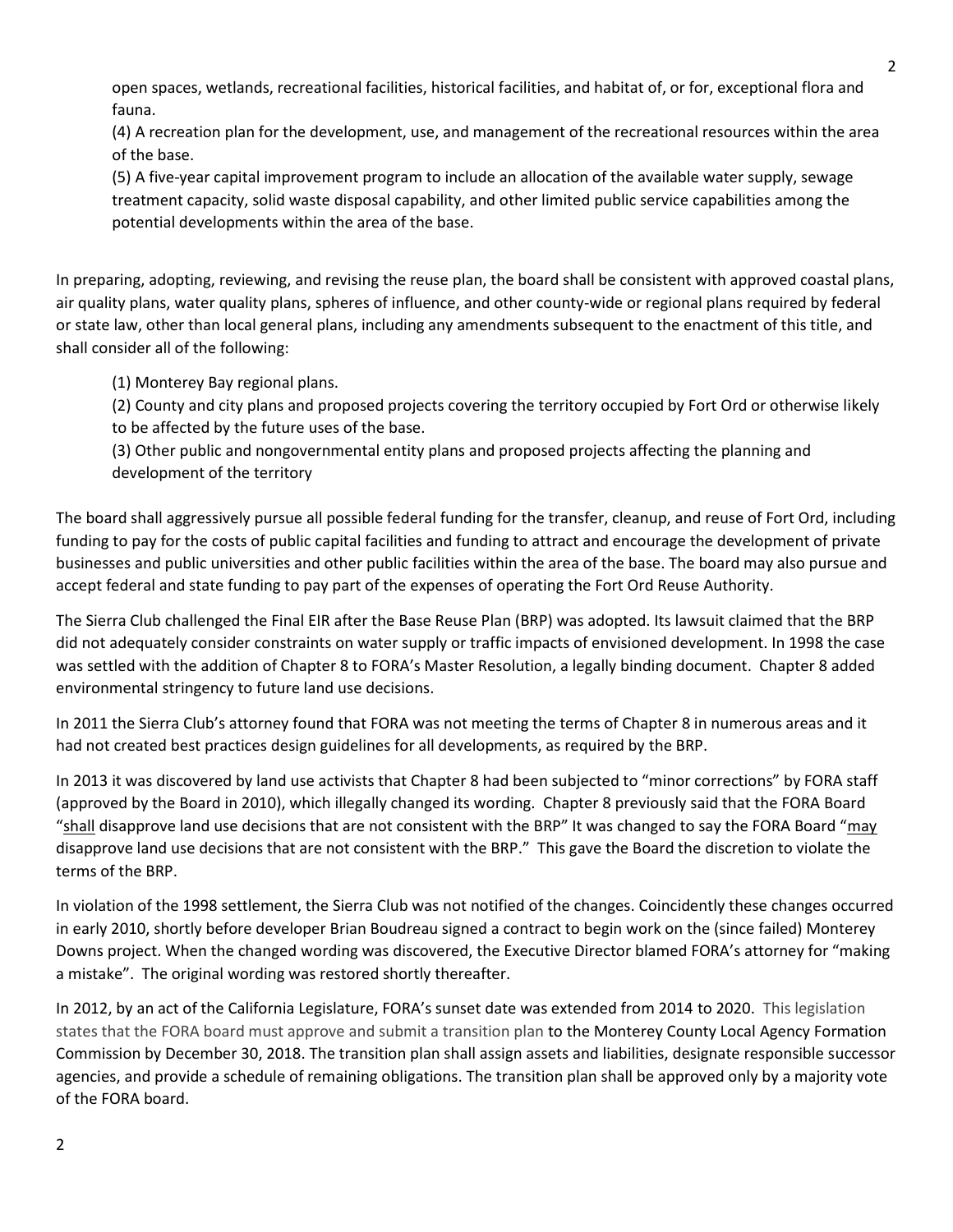open spaces, wetlands, recreational facilities, historical facilities, and habitat of, or for, exceptional flora and fauna.

(4) A recreation plan for the development, use, and management of the recreational resources within the area of the base.

(5) A five-year capital improvement program to include an allocation of the available water supply, sewage treatment capacity, solid waste disposal capability, and other limited public service capabilities among the potential developments within the area of the base.

In preparing, adopting, reviewing, and revising the reuse plan, the board shall be consistent with approved coastal plans, air quality plans, water quality plans, spheres of influence, and other county-wide or regional plans required by federal or state law, other than local general plans, including any amendments subsequent to the enactment of this title, and shall consider all of the following:

(1) Monterey Bay regional plans.

(2) County and city plans and proposed projects covering the territory occupied by Fort Ord or otherwise likely to be affected by the future uses of the base.

(3) Other public and nongovernmental entity plans and proposed projects affecting the planning and development of the territory

The board shall aggressively pursue all possible federal funding for the transfer, cleanup, and reuse of Fort Ord, including funding to pay for the costs of public capital facilities and funding to attract and encourage the development of private businesses and public universities and other public facilities within the area of the base. The board may also pursue and accept federal and state funding to pay part of the expenses of operating the Fort Ord Reuse Authority.

The Sierra Club challenged the Final EIR after the Base Reuse Plan (BRP) was adopted. Its lawsuit claimed that the BRP did not adequately consider constraints on water supply or traffic impacts of envisioned development. In 1998 the case was settled with the addition of Chapter 8 to FORA's Master Resolution, a legally binding document. Chapter 8 added environmental stringency to future land use decisions.

In 2011 the Sierra Club's attorney found that FORA was not meeting the terms of Chapter 8 in numerous areas and it had not created best practices design guidelines for all developments, as required by the BRP.

In 2013 it was discovered by land use activists that Chapter 8 had been subjected to "minor corrections" by FORA staff (approved by the Board in 2010), which illegally changed its wording. Chapter 8 previously said that the FORA Board "<u>shall</u> disapprove land use decisions that are not consistent with the BRP" It was changed to say the FORA Board "<u>may</u> disapprove land use decisions that are not consistent with the BRP." This gave the Board the discretion to violate the terms of the BRP.

In violation of the 1998 settlement, the Sierra Club was not notified of the changes. Coincidently these changes occurred in early 2010, shortly before developer Brian Boudreau signed a contract to begin work on the (since failed) Monterey Downs project. When the changed wording was discovered, the Executive Director blamed FORA's attorney for "making a mistake". The original wording was restored shortly thereafter.

In 2012, by an act of the California Legislature, FORA's sunset date was extended from 2014 to 2020. This legislation states that the FORA board must approve and submit a transition plan to the Monterey County Local Agency Formation Commission by December 30, 2018. The transition plan shall assign assets and liabilities, designate responsible successor agencies, and provide a schedule of remaining obligations. The transition plan shall be approved only by a majority vote of the FORA board.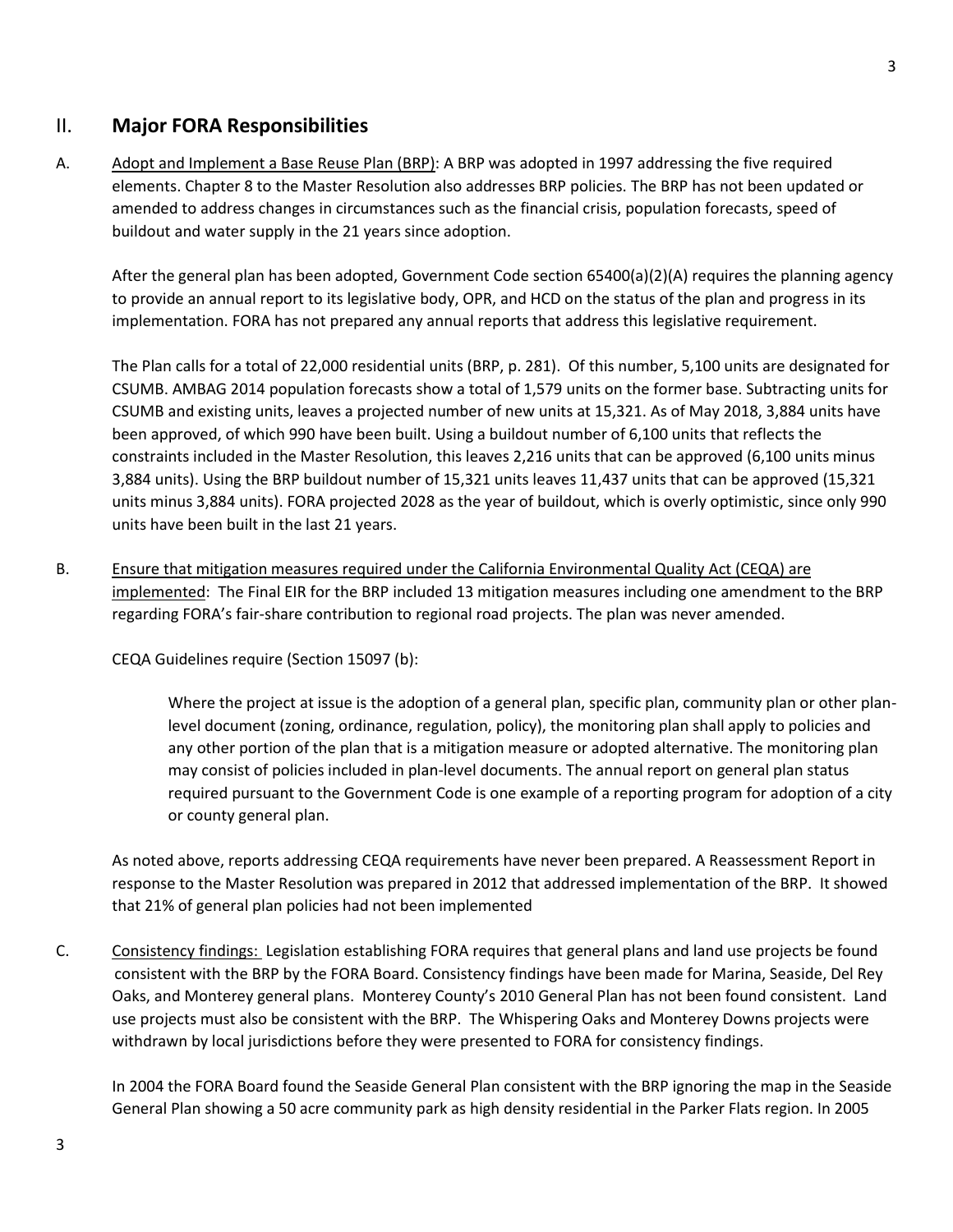## II. **Major FORA Responsibilities**

A. Adopt and Implement a Base Reuse Plan (BRP): A BRP was adopted in 1997 addressing the five required elements. Chapter 8 to the Master Resolution also addresses BRP policies. The BRP has not been updated or amended to address changes in circumstances such as the financial crisis, population forecasts, speed of buildout and water supply in the 21 years since adoption.

After the general plan has been adopted, Government Code section 65400(a)(2)(A) requires the planning agency to provide an annual report to its legislative body, OPR, and HCD on the status of the plan and progress in its implementation. FORA has not prepared any annual reports that address this legislative requirement.

The Plan calls for a total of 22,000 residential units (BRP, p. 281). Of this number, 5,100 units are designated for CSUMB. AMBAG 2014 population forecasts show a total of 1,579 units on the former base. Subtracting units for CSUMB and existing units, leaves a projected number of new units at 15,321. As of May 2018, 3,884 units have been approved, of which 990 have been built. Using a buildout number of 6,100 units that reflects the constraints included in the Master Resolution, this leaves 2,216 units that can be approved (6,100 units minus 3,884 units). Using the BRP buildout number of 15,321 units leaves 11,437 units that can be approved (15,321 units minus 3,884 units). FORA projected 2028 as the year of buildout, which is overly optimistic, since only 990 units have been built in the last 21 years.

B. Ensure that mitigation measures required under the California Environmental Quality Act (CEQA) are implemented: The Final EIR for the BRP included 13 mitigation measures including one amendment to the BRP regarding FORA's fair-share contribution to regional road projects. The plan was never amended.

CEQA Guidelines require (Section 15097 (b):

> Where the project at issue is the adoption of a general plan, specific plan, community plan or other plan-level document (zoning, ordinance, regulation, policy), the monitoring plan shall apply to policies and any other portion of the plan that is a mitigation measure or adopted alternative. The monitoring plan may consist of policies included in plan-level documents. The annual report on general plan status required pursuant to the Government Code is one example of a reporting program for adoption of a city or county general plan.

As noted above, reports addressing CEQA requirements have never been prepared. A Reassessment Report in response to the Master Resolution was prepared in 2012 that addressed implementation of the BRP. It showed that 21% of general plan policies had not been implemented

C. Consistency findings: Legislation establishing FORA requires that general plans and land use projects be found consistent with the BRP by the FORA Board. Consistency findings have been made for Marina, Seaside, Del Rey Oaks, and Monterey general plans. Monterey County's 2010 General Plan has not been found consistent. Land use projects must also be consistent with the BRP. The Whispering Oaks and Monterey Downs projects were withdrawn by local jurisdictions before they were presented to FORA for consistency findings.

In 2004 the FORA Board found the Seaside General Plan consistent with the BRP ignoring the map in the Seaside General Plan showing a 50 acre community park as high density residential in the Parker Flats region. In 2005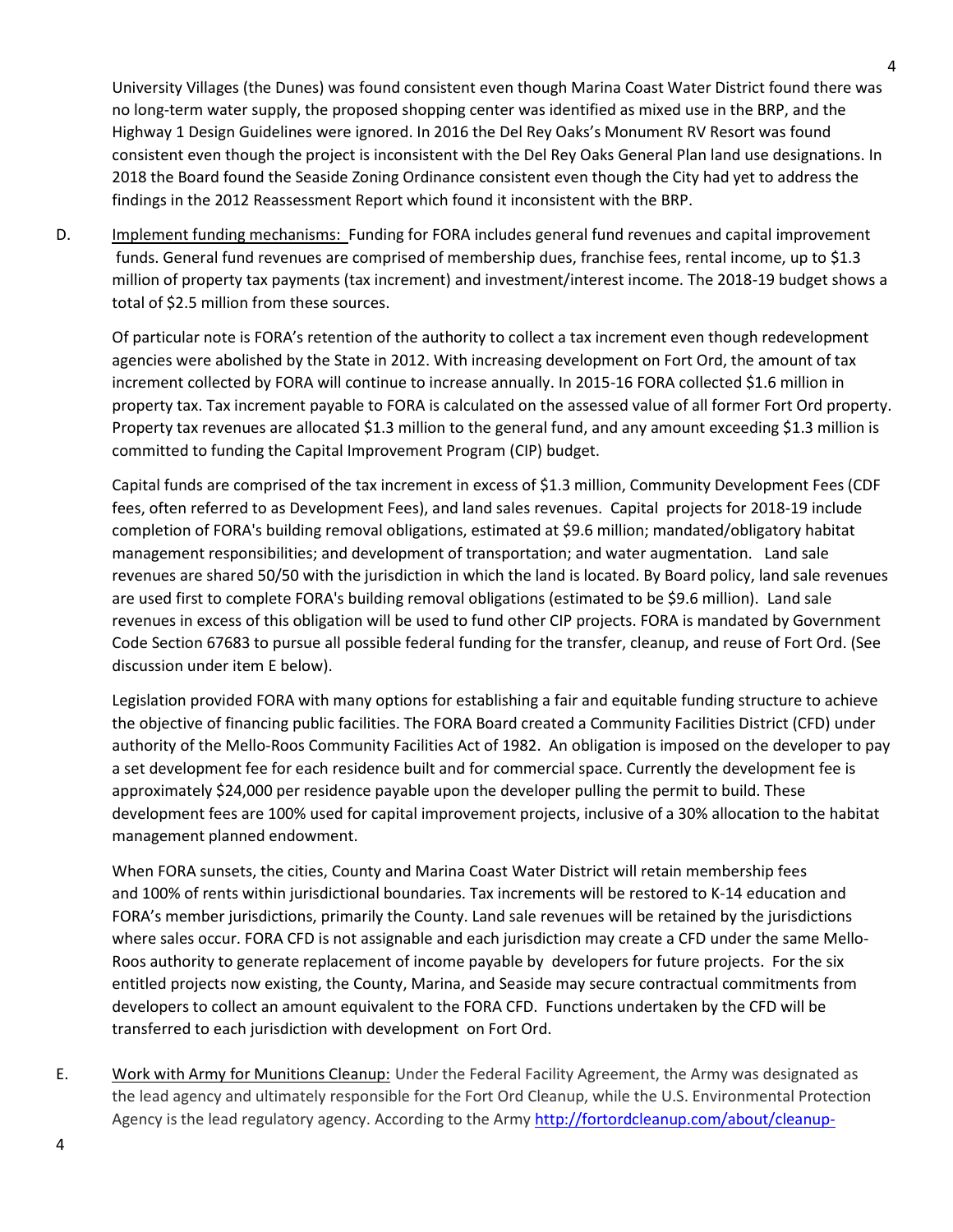University Villages (the Dunes) was found consistent even though Marina Coast Water District found there was no long-term water supply, the proposed shopping center was identified as mixed use in the BRP, and the Highway 1 Design Guidelines were ignored. In 2016 the Del Rey Oaks's Monument RV Resort was found consistent even though the project is inconsistent with the Del Rey Oaks General Plan land use designations. In 2018 the Board found the Seaside Zoning Ordinance consistent even though the City had yet to address the findings in the 2012 Reassessment Report which found it inconsistent with the BRP.

D. Implement funding mechanisms: Funding for FORA includes general fund revenues and capital improvement funds. General fund revenues are comprised of membership dues, franchise fees, rental income, up to $1.3 million of property tax payments (tax increment) and investment/interest income. The 2018-19 budget shows a total of $2.5 million from these sources.

Of particular note is FORA's retention of the authority to collect a tax increment even though redevelopment agencies were abolished by the State in 2012. With increasing development on Fort Ord, the amount of tax increment collected by FORA will continue to increase annually. In 2015-16 FORA collected $1.6 million in property tax. Tax increment payable to FORA is calculated on the assessed value of all former Fort Ord property. Property tax revenues are allocated $1.3 million to the general fund, and any amount exceeding $1.3 million is committed to funding the Capital Improvement Program (CIP) budget.

Capital funds are comprised of the tax increment in excess of $1.3 million, Community Development Fees (CDF fees, often referred to as Development Fees), and land sales revenues. Capital projects for 2018-19 include completion of FORA's building removal obligations, estimated at $9.6 million; mandated/obligatory habitat management responsibilities; and development of transportation; and water augmentation. Land sale revenues are shared 50/50 with the jurisdiction in which the land is located. By Board policy, land sale revenues are used first to complete FORA's building removal obligations (estimated to be $9.6 million). Land sale revenues in excess of this obligation will be used to fund other CIP projects. FORA is mandated by Government Code Section 67683 to pursue all possible federal funding for the transfer, cleanup, and reuse of Fort Ord. (See discussion under item E below).

Legislation provided FORA with many options for establishing a fair and equitable funding structure to achieve the objective of financing public facilities. The FORA Board created a Community Facilities District (CFD) under authority of the Mello-Roos Community Facilities Act of 1982. An obligation is imposed on the developer to pay a set development fee for each residence built and for commercial space. Currently the development fee is approximately $24,000 per residence payable upon the developer pulling the permit to build. These development fees are 100% used for capital improvement projects, inclusive of a 30% allocation to the habitat management planned endowment.

When FORA sunsets, the cities, County and Marina Coast Water District will retain membership fees and 100% of rents within jurisdictional boundaries. Tax increments will be restored to K-14 education and FORA's member jurisdictions, primarily the County. Land sale revenues will be retained by the jurisdictions where sales occur. FORA CFD is not assignable and each jurisdiction may create a CFD under the same Mello-Roos authority to generate replacement of income payable by developers for future projects. For the six entitled projects now existing, the County, Marina, and Seaside may secure contractual commitments from developers to collect an amount equivalent to the FORA CFD. Functions undertaken by the CFD will be transferred to each jurisdiction with development on Fort Ord.

E. Work with Army for Munitions Cleanup: Under the Federal Facility Agreement, the Army was designated as the lead agency and ultimately responsible for the Fort Ord Cleanup, while the U.S. Environmental Protection Agency is the lead regulatory agency. According to the Army http://fortordcleanup.com/about/cleanup-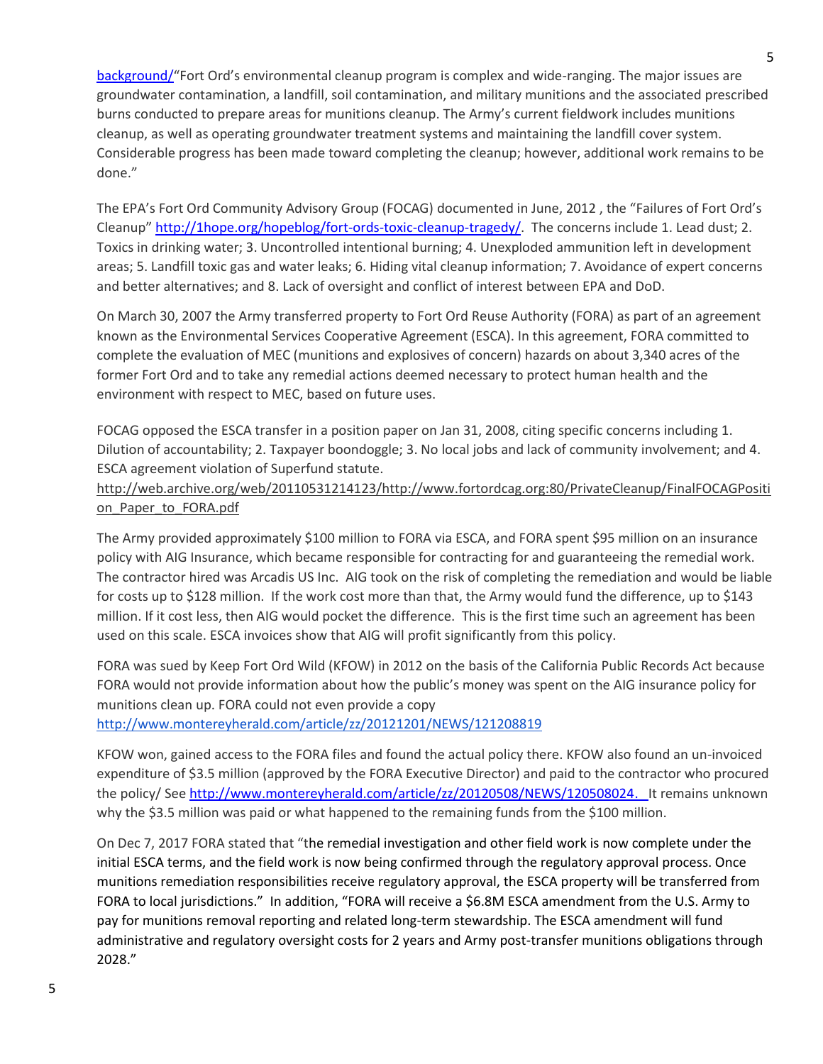background/"Fort Ord's environmental cleanup program is complex and wide-ranging. The major issues are groundwater contamination, a landfill, soil contamination, and military munitions and the associated prescribed burns conducted to prepare areas for munitions cleanup. The Army's current fieldwork includes munitions cleanup, as well as operating groundwater treatment systems and maintaining the landfill cover system. Considerable progress has been made toward completing the cleanup; however, additional work remains to be done."

The EPA's Fort Ord Community Advisory Group (FOCAG) documented in June, 2012 , the "Failures of Fort Ord's Cleanup" http://1hope.org/hopeblog/fort-ords-toxic-cleanup-tragedy/. The concerns include 1. Lead dust; 2. Toxics in drinking water; 3. Uncontrolled intentional burning; 4. Unexploded ammunition left in development areas; 5. Landfill toxic gas and water leaks; 6. Hiding vital cleanup information; 7. Avoidance of expert concerns and better alternatives; and 8. Lack of oversight and conflict of interest between EPA and DoD.

On March 30, 2007 the Army transferred property to Fort Ord Reuse Authority (FORA) as part of an agreement known as the Environmental Services Cooperative Agreement (ESCA). In this agreement, FORA committed to complete the evaluation of MEC (munitions and explosives of concern) hazards on about 3,340 acres of the former Fort Ord and to take any remedial actions deemed necessary to protect human health and the environment with respect to MEC, based on future uses.

FOCAG opposed the ESCA transfer in a position paper on Jan 31, 2008, citing specific concerns including 1. Dilution of accountability; 2. Taxpayer boondoggle; 3. No local jobs and lack of community involvement; and 4. ESCA agreement violation of Superfund statute.
http://web.archive.org/web/20110531214123/http://www.fortordcag.org:80/PrivateCleanup/FinalFOCAGPosition_Paper_to_FORA.pdf

The Army provided approximately $100 million to FORA via ESCA, and FORA spent $95 million on an insurance policy with AIG Insurance, which became responsible for contracting for and guaranteeing the remedial work. The contractor hired was Arcadis US Inc. AIG took on the risk of completing the remediation and would be liable for costs up to $128 million. If the work cost more than that, the Army would fund the difference, up to $143 million. If it cost less, then AIG would pocket the difference. This is the first time such an agreement has been used on this scale. ESCA invoices show that AIG will profit significantly from this policy.

FORA was sued by Keep Fort Ord Wild (KFOW) in 2012 on the basis of the California Public Records Act because FORA would not provide information about how the public's money was spent on the AIG insurance policy for munitions clean up. FORA could not even provide a copy
http://www.montereyherald.com/article/zz/20121201/NEWS/121208819

KFOW won, gained access to the FORA files and found the actual policy there. KFOW also found an un-invoiced expenditure of $3.5 million (approved by the FORA Executive Director) and paid to the contractor who procured the policy/ See http://www.montereyherald.com/article/zz/20120508/NEWS/120508024. It remains unknown why the $3.5 million was paid or what happened to the remaining funds from the $100 million.

On Dec 7, 2017 FORA stated that "the remedial investigation and other field work is now complete under the initial ESCA terms, and the field work is now being confirmed through the regulatory approval process. Once munitions remediation responsibilities receive regulatory approval, the ESCA property will be transferred from FORA to local jurisdictions." In addition, "FORA will receive a $6.8M ESCA amendment from the U.S. Army to pay for munitions removal reporting and related long-term stewardship. The ESCA amendment will fund administrative and regulatory oversight costs for 2 years and Army post-transfer munitions obligations through 2028."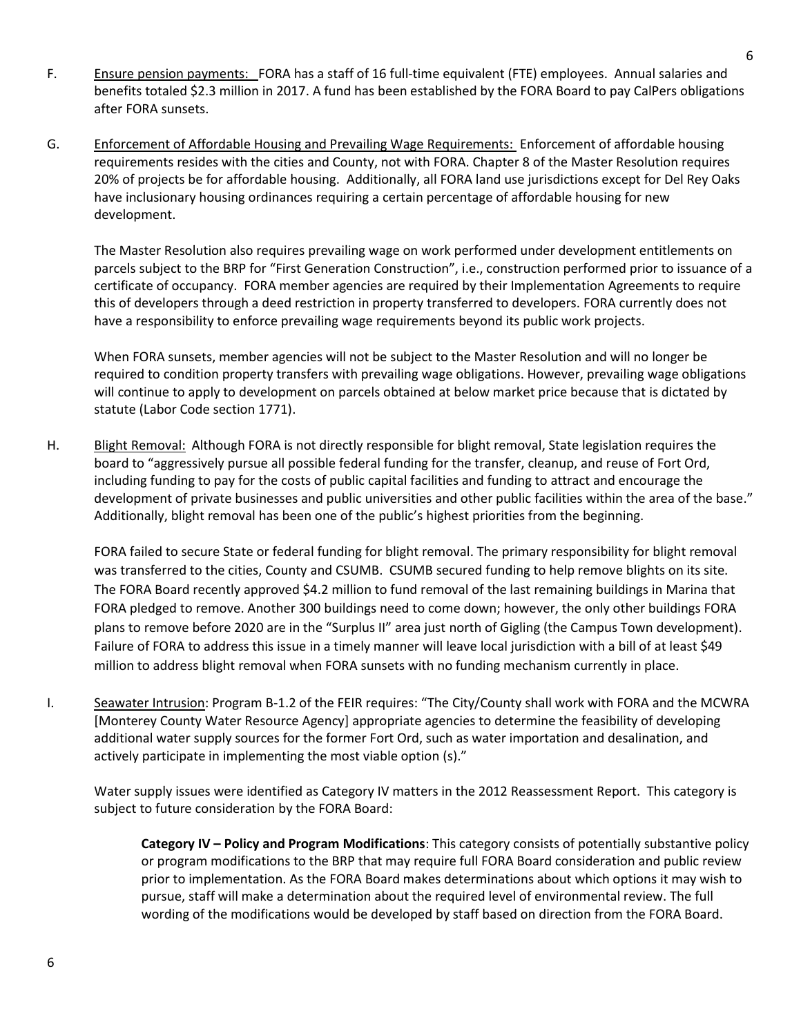F. Ensure pension payments: FORA has a staff of 16 full-time equivalent (FTE) employees. Annual salaries and benefits totaled $2.3 million in 2017. A fund has been established by the FORA Board to pay CalPers obligations after FORA sunsets.

G. Enforcement of Affordable Housing and Prevailing Wage Requirements: Enforcement of affordable housing requirements resides with the cities and County, not with FORA. Chapter 8 of the Master Resolution requires 20% of projects be for affordable housing. Additionally, all FORA land use jurisdictions except for Del Rey Oaks have inclusionary housing ordinances requiring a certain percentage of affordable housing for new development.

The Master Resolution also requires prevailing wage on work performed under development entitlements on parcels subject to the BRP for "First Generation Construction", i.e., construction performed prior to issuance of a certificate of occupancy. FORA member agencies are required by their Implementation Agreements to require this of developers through a deed restriction in property transferred to developers. FORA currently does not have a responsibility to enforce prevailing wage requirements beyond its public work projects.

When FORA sunsets, member agencies will not be subject to the Master Resolution and will no longer be required to condition property transfers with prevailing wage obligations. However, prevailing wage obligations will continue to apply to development on parcels obtained at below market price because that is dictated by statute (Labor Code section 1771).

H. Blight Removal: Although FORA is not directly responsible for blight removal, State legislation requires the board to "aggressively pursue all possible federal funding for the transfer, cleanup, and reuse of Fort Ord, including funding to pay for the costs of public capital facilities and funding to attract and encourage the development of private businesses and public universities and other public facilities within the area of the base." Additionally, blight removal has been one of the public's highest priorities from the beginning.

FORA failed to secure State or federal funding for blight removal. The primary responsibility for blight removal was transferred to the cities, County and CSUMB. CSUMB secured funding to help remove blights on its site. The FORA Board recently approved $4.2 million to fund removal of the last remaining buildings in Marina that FORA pledged to remove. Another 300 buildings need to come down; however, the only other buildings FORA plans to remove before 2020 are in the "Surplus II" area just north of Gigling (the Campus Town development). Failure of FORA to address this issue in a timely manner will leave local jurisdiction with a bill of at least $49 million to address blight removal when FORA sunsets with no funding mechanism currently in place.

I. Seawater Intrusion: Program B-1.2 of the FEIR requires: "The City/County shall work with FORA and the MCWRA [Monterey County Water Resource Agency] appropriate agencies to determine the feasibility of developing additional water supply sources for the former Fort Ord, such as water importation and desalination, and actively participate in implementing the most viable option (s)."

Water supply issues were identified as Category IV matters in the 2012 Reassessment Report. This category is subject to future consideration by the FORA Board:

> **Category IV – Policy and Program Modifications**: This category consists of potentially substantive policy or program modifications to the BRP that may require full FORA Board consideration and public review prior to implementation. As the FORA Board makes determinations about which options it may wish to pursue, staff will make a determination about the required level of environmental review. The full wording of the modifications would be developed by staff based on direction from the FORA Board.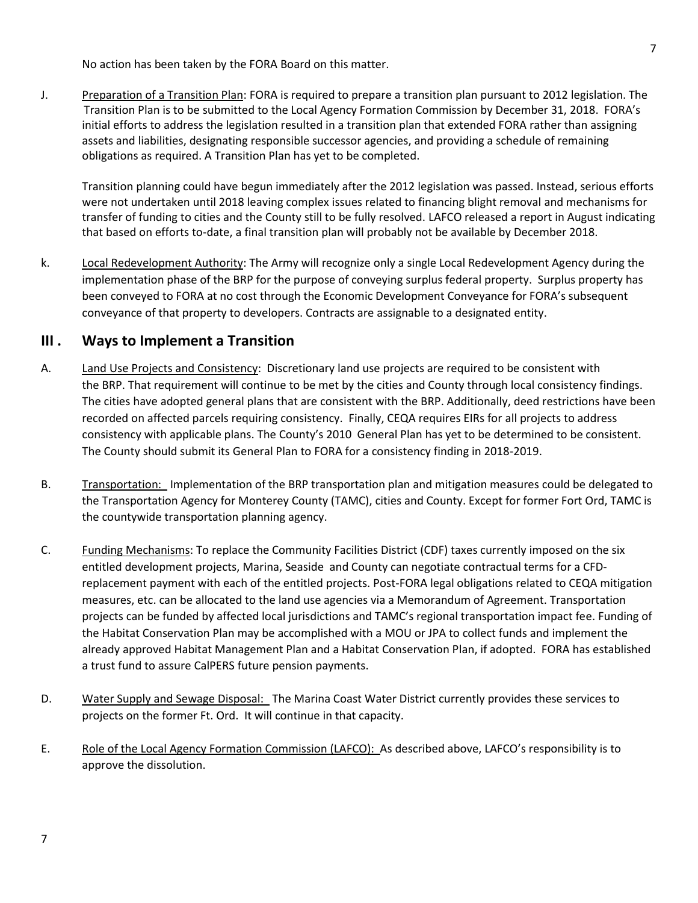No action has been taken by the FORA Board on this matter.

J. Preparation of a Transition Plan: FORA is required to prepare a transition plan pursuant to 2012 legislation. The Transition Plan is to be submitted to the Local Agency Formation Commission by December 31, 2018. FORA's initial efforts to address the legislation resulted in a transition plan that extended FORA rather than assigning assets and liabilities, designating responsible successor agencies, and providing a schedule of remaining obligations as required. A Transition Plan has yet to be completed.

Transition planning could have begun immediately after the 2012 legislation was passed. Instead, serious efforts were not undertaken until 2018 leaving complex issues related to financing blight removal and mechanisms for transfer of funding to cities and the County still to be fully resolved. LAFCO released a report in August indicating that based on efforts to-date, a final transition plan will probably not be available by December 2018.

k. Local Redevelopment Authority: The Army will recognize only a single Local Redevelopment Agency during the implementation phase of the BRP for the purpose of conveying surplus federal property. Surplus property has been conveyed to FORA at no cost through the Economic Development Conveyance for FORA's subsequent conveyance of that property to developers. Contracts are assignable to a designated entity.

## III . Ways to Implement a Transition

A. Land Use Projects and Consistency: Discretionary land use projects are required to be consistent with the BRP. That requirement will continue to be met by the cities and County through local consistency findings. The cities have adopted general plans that are consistent with the BRP. Additionally, deed restrictions have been recorded on affected parcels requiring consistency. Finally, CEQA requires EIRs for all projects to address consistency with applicable plans. The County's 2010 General Plan has yet to be determined to be consistent. The County should submit its General Plan to FORA for a consistency finding in 2018-2019.

B. Transportation: Implementation of the BRP transportation plan and mitigation measures could be delegated to the Transportation Agency for Monterey County (TAMC), cities and County. Except for former Fort Ord, TAMC is the countywide transportation planning agency.

C. Funding Mechanisms: To replace the Community Facilities District (CDF) taxes currently imposed on the six entitled development projects, Marina, Seaside and County can negotiate contractual terms for a CFD-replacement payment with each of the entitled projects. Post-FORA legal obligations related to CEQA mitigation measures, etc. can be allocated to the land use agencies via a Memorandum of Agreement. Transportation projects can be funded by affected local jurisdictions and TAMC's regional transportation impact fee. Funding of the Habitat Conservation Plan may be accomplished with a MOU or JPA to collect funds and implement the already approved Habitat Management Plan and a Habitat Conservation Plan, if adopted. FORA has established a trust fund to assure CalPERS future pension payments.

D. Water Supply and Sewage Disposal: The Marina Coast Water District currently provides these services to projects on the former Ft. Ord. It will continue in that capacity.

E. Role of the Local Agency Formation Commission (LAFCO): As described above, LAFCO's responsibility is to approve the dissolution.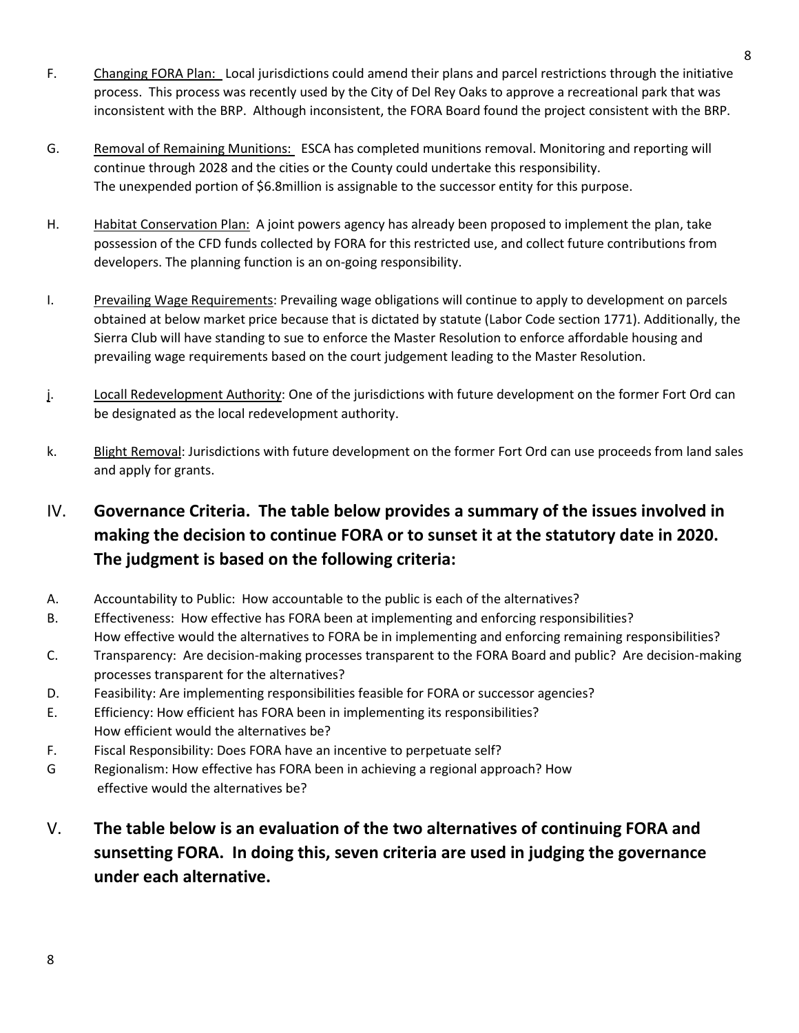F. Changing FORA Plan: Local jurisdictions could amend their plans and parcel restrictions through the initiative process. This process was recently used by the City of Del Rey Oaks to approve a recreational park that was inconsistent with the BRP. Although inconsistent, the FORA Board found the project consistent with the BRP.

G. Removal of Remaining Munitions: ESCA has completed munitions removal. Monitoring and reporting will continue through 2028 and the cities or the County could undertake this responsibility. The unexpended portion of $6.8million is assignable to the successor entity for this purpose.

H. Habitat Conservation Plan: A joint powers agency has already been proposed to implement the plan, take possession of the CFD funds collected by FORA for this restricted use, and collect future contributions from developers. The planning function is an on-going responsibility.

I. Prevailing Wage Requirements: Prevailing wage obligations will continue to apply to development on parcels obtained at below market price because that is dictated by statute (Labor Code section 1771). Additionally, the Sierra Club will have standing to sue to enforce the Master Resolution to enforce affordable housing and prevailing wage requirements based on the court judgement leading to the Master Resolution.

j. Locall Redevelopment Authority: One of the jurisdictions with future development on the former Fort Ord can be designated as the local redevelopment authority.

k. Blight Removal: Jurisdictions with future development on the former Fort Ord can use proceeds from land sales and apply for grants.

## IV. Governance Criteria. The table below provides a summary of the issues involved in making the decision to continue FORA or to sunset it at the statutory date in 2020. The judgment is based on the following criteria:

A. Accountability to Public: How accountable to the public is each of the alternatives?

B. Effectiveness: How effective has FORA been at implementing and enforcing responsibilities? How effective would the alternatives to FORA be in implementing and enforcing remaining responsibilities?

C. Transparency: Are decision-making processes transparent to the FORA Board and public? Are decision-making processes transparent for the alternatives?

D. Feasibility: Are implementing responsibilities feasible for FORA or successor agencies?

E. Efficiency: How efficient has FORA been in implementing its responsibilities? How efficient would the alternatives be?

F. Fiscal Responsibility: Does FORA have an incentive to perpetuate self?

G Regionalism: How effective has FORA been in achieving a regional approach? How effective would the alternatives be?

## V. The table below is an evaluation of the two alternatives of continuing FORA and sunsetting FORA. In doing this, seven criteria are used in judging the governance under each alternative.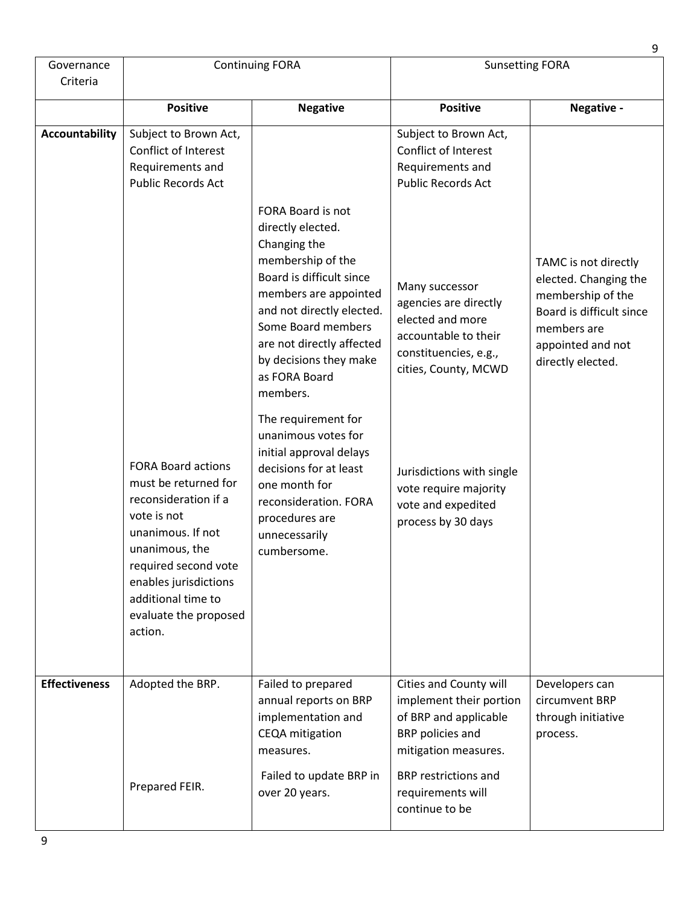| Governance Criteria | Continuing FORA | | Sunsetting FORA | |
|---|---|---|---|---|
| | **Positive** | **Negative** | **Positive** | **Negative -** |
| **Accountability** | Subject to Brown Act, Conflict of Interest Requirements and Public Records Act | | Subject to Brown Act, Conflict of Interest Requirements and Public Records Act | |
| | | FORA Board is not directly elected. Changing the membership of the Board is difficult since members are appointed and not directly elected. Some Board members are not directly affected by decisions they make as FORA Board members. | Many successor agencies are directly elected and more accountable to their constituencies, e.g., cities, County, MCWD | TAMC is not directly elected. Changing the membership of the Board is difficult since members are appointed and not directly elected. |
| | FORA Board actions must be returned for reconsideration if a vote is not unanimous. If not unanimous, the required second vote enables jurisdictions additional time to evaluate the proposed action. | The requirement for unanimous votes for initial approval delays decisions for at least one month for reconsideration. FORA procedures are unnecessarily cumbersome. | Jurisdictions with single vote require majority vote and expedited process by 30 days | |
| **Effectiveness** | Adopted the BRP. | Failed to prepared annual reports on BRP implementation and CEQA mitigation measures. | Cities and County will implement their portion of BRP and applicable BRP policies and mitigation measures. | Developers can circumvent BRP through initiative process. |
| | Prepared FEIR. | Failed to update BRP in over 20 years. | BRP restrictions and requirements will continue to be | |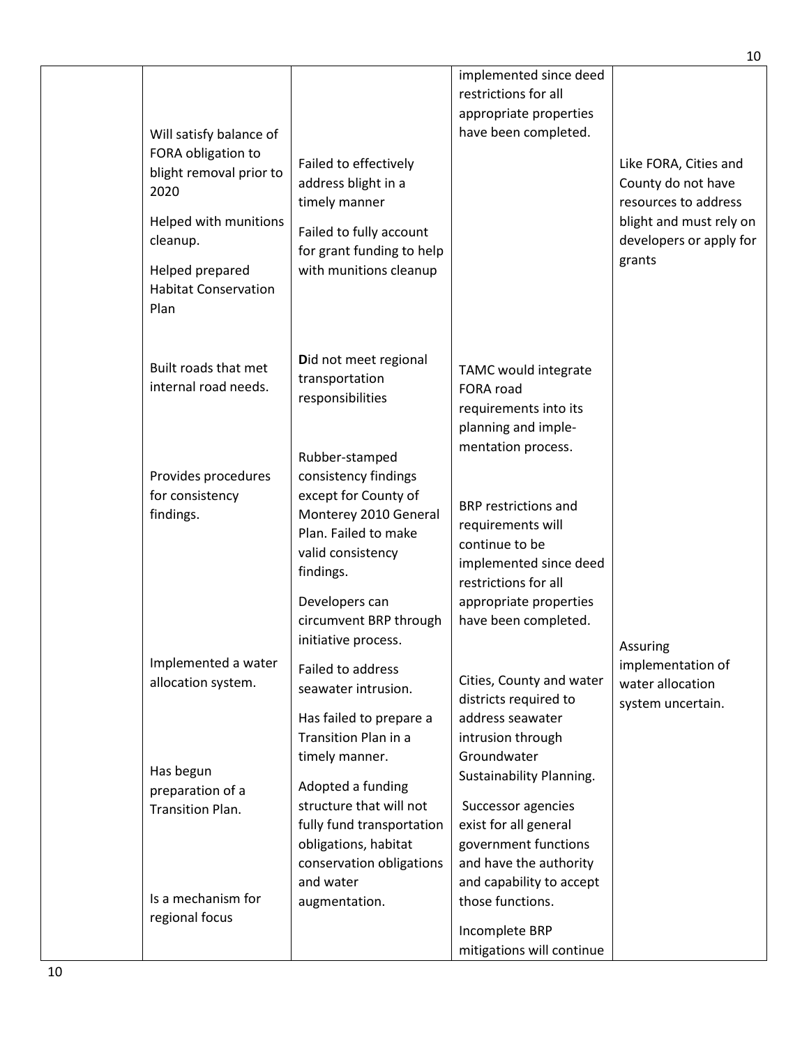| | | | | |
|---|---|---|---|---|
| | Will satisfy balance of FORA obligation to blight removal prior to 2020 | Failed to effectively address blight in a timely manner | implemented since deed restrictions for all appropriate properties have been completed. | Like FORA, Cities and County do not have resources to address blight and must rely on developers or apply for grants |
| | Helped with munitions cleanup. | Failed to fully account for grant funding to help with munitions cleanup | | |
| | Helped prepared Habitat Conservation Plan | | | |
| | Built roads that met internal road needs. | Did not meet regional transportation responsibilities | TAMC would integrate FORA road requirements into its planning and imple-mentation process. | |
| | Provides procedures for consistency findings. | Rubber-stamped consistency findings except for County of Monterey 2010 General Plan. Failed to make valid consistency findings. | BRP restrictions and requirements will continue to be implemented since deed restrictions for all appropriate properties have been completed. | |
| | | Developers can circumvent BRP through initiative process. | | |
| | Implemented a water allocation system. | Failed to address seawater intrusion. | Cities, County and water districts required to address seawater intrusion through Groundwater Sustainability Planning. | Assuring implementation of water allocation system uncertain. |
| | Has begun preparation of a Transition Plan. | Has failed to prepare a Transition Plan in a timely manner. | Successor agencies exist for all general government functions and have the authority and capability to accept those functions. | |
| | Is a mechanism for regional focus | Adopted a funding structure that will not fully fund transportation obligations, habitat conservation obligations and water augmentation. | Incomplete BRP mitigations will continue | |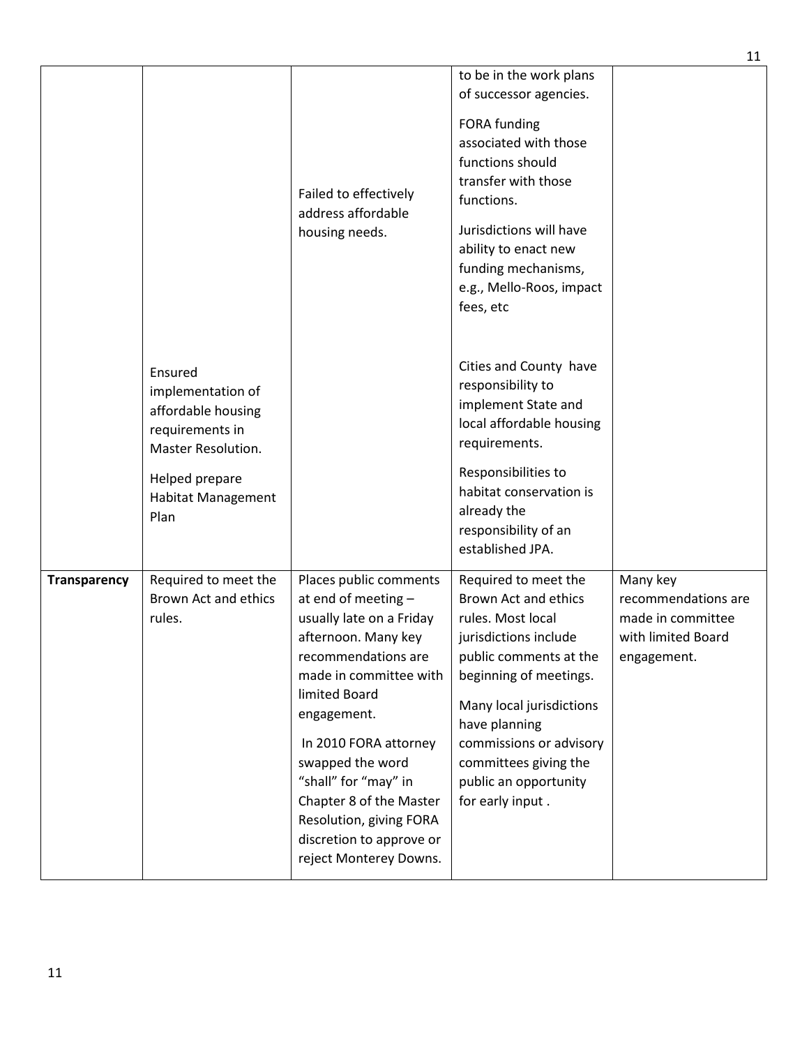| | | | | |
|---|---|---|---|---|
| | Ensured implementation of affordable housing requirements in Master Resolution.<br><br>Helped prepare Habitat Management Plan | Failed to effectively address affordable housing needs. | to be in the work plans of successor agencies.<br><br>FORA funding associated with those functions should transfer with those functions.<br><br>Jurisdictions will have ability to enact new funding mechanisms, e.g., Mello-Roos, impact fees, etc<br><br>Cities and County have responsibility to implement State and local affordable housing requirements.<br><br>Responsibilities to habitat conservation is already the responsibility of an established JPA. | |
| **Transparency** | Required to meet the Brown Act and ethics rules. | Places public comments at end of meeting – usually late on a Friday afternoon. Many key recommendations are made in committee with limited Board engagement.<br><br>In 2010 FORA attorney swapped the word "shall" for "may" in Chapter 8 of the Master Resolution, giving FORA discretion to approve or reject Monterey Downs. | Required to meet the Brown Act and ethics rules. Most local jurisdictions include public comments at the beginning of meetings.<br><br>Many local jurisdictions have planning commissions or advisory committees giving the public an opportunity for early input . | Many key recommendations are made in committee with limited Board engagement. |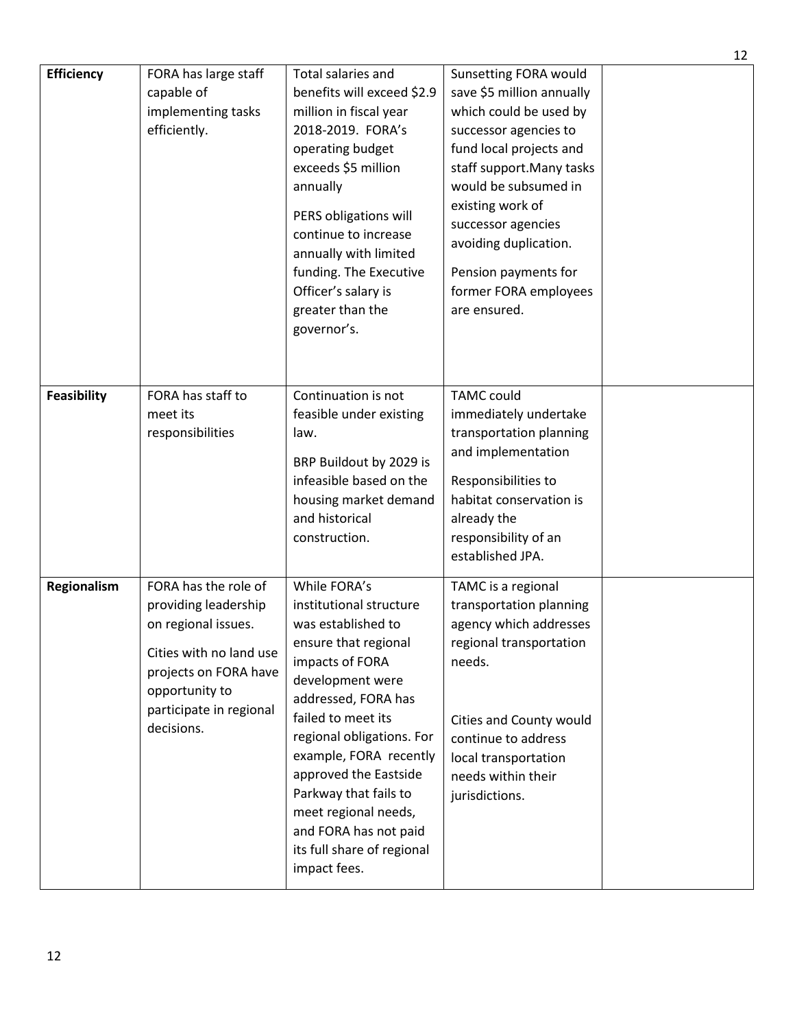| | | | | |
|---|---|---|---|---|
| **Efficiency** | FORA has large staff capable of implementing tasks efficiently. | Total salaries and benefits will exceed $2.9 million in fiscal year 2018-2019. FORA's operating budget exceeds $5 million annually<br><br>PERS obligations will continue to increase annually with limited funding. The Executive Officer's salary is greater than the governor's. | Sunsetting FORA would save $5 million annually which could be used by successor agencies to fund local projects and staff support.Many tasks would be subsumed in existing work of successor agencies avoiding duplication.<br><br>Pension payments for former FORA employees are ensured. | |
| **Feasibility** | FORA has staff to meet its responsibilities | Continuation is not feasible under existing law.<br><br>BRP Buildout by 2029 is infeasible based on the housing market demand and historical construction. | TAMC could immediately undertake transportation planning and implementation<br><br>Responsibilities to habitat conservation is already the responsibility of an established JPA. | |
| **Regionalism** | FORA has the role of providing leadership on regional issues.<br><br>Cities with no land use projects on FORA have opportunity to participate in regional decisions. | While FORA's institutional structure was established to ensure that regional impacts of FORA development were addressed, FORA has failed to meet its regional obligations. For example, FORA recently approved the Eastside Parkway that fails to meet regional needs, and FORA has not paid its full share of regional impact fees. | TAMC is a regional transportation planning agency which addresses regional transportation needs.<br><br>Cities and County would continue to address local transportation needs within their jurisdictions. | |